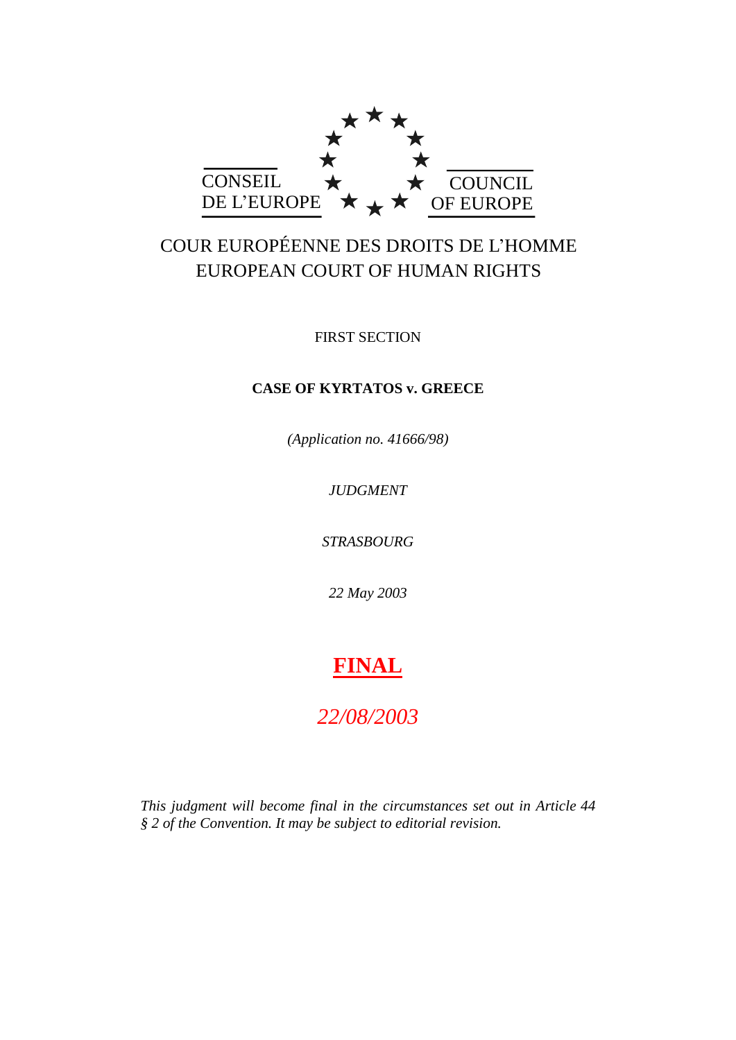CONSEIL DE L'EUROPE

COUNCIL OF EUROPE

COUR EUROPÉENNE DES DROITS DE L'HOMME
EUROPEAN COURT OF HUMAN RIGHTS

FIRST SECTION

**CASE OF KYRTATOS v. GREECE**

*(Application no. 41666/98)*

*JUDGMENT*

*STRASBOURG*

*22 May 2003*

**FINAL**

*22/08/2003*

*This judgment will become final in the circumstances set out in Article 44 § 2 of the Convention. It may be subject to editorial revision.*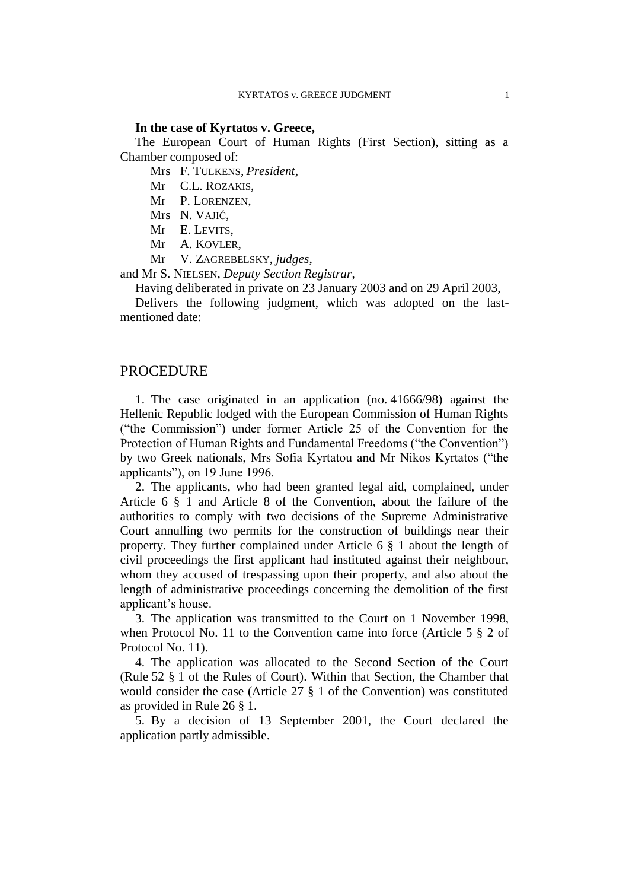**In the case of Kyrtatos v. Greece,**

The European Court of Human Rights (First Section), sitting as a Chamber composed of:

Mrs F. TULKENS, *President*,
Mr C.L. ROZAKIS,
Mr P. LORENZEN,
Mrs N. VAJIĆ,
Mr E. LEVITS,
Mr A. KOVLER,
Mr V. ZAGREBELSKY, *judges*,

and Mr S. NIELSEN, *Deputy Section Registrar*,

Having deliberated in private on 23 January 2003 and on 29 April 2003,

Delivers the following judgment, which was adopted on the last-mentioned date:

## PROCEDURE

1. The case originated in an application (no. 41666/98) against the Hellenic Republic lodged with the European Commission of Human Rights ("the Commission") under former Article 25 of the Convention for the Protection of Human Rights and Fundamental Freedoms ("the Convention") by two Greek nationals, Mrs Sofia Kyrtatou and Mr Nikos Kyrtatos ("the applicants"), on 19 June 1996.

2. The applicants, who had been granted legal aid, complained, under Article 6 § 1 and Article 8 of the Convention, about the failure of the authorities to comply with two decisions of the Supreme Administrative Court annulling two permits for the construction of buildings near their property. They further complained under Article 6 § 1 about the length of civil proceedings the first applicant had instituted against their neighbour, whom they accused of trespassing upon their property, and also about the length of administrative proceedings concerning the demolition of the first applicant's house.

3. The application was transmitted to the Court on 1 November 1998, when Protocol No. 11 to the Convention came into force (Article 5 § 2 of Protocol No. 11).

4. The application was allocated to the Second Section of the Court (Rule 52 § 1 of the Rules of Court). Within that Section, the Chamber that would consider the case (Article 27 § 1 of the Convention) was constituted as provided in Rule 26 § 1.

5. By a decision of 13 September 2001, the Court declared the application partly admissible.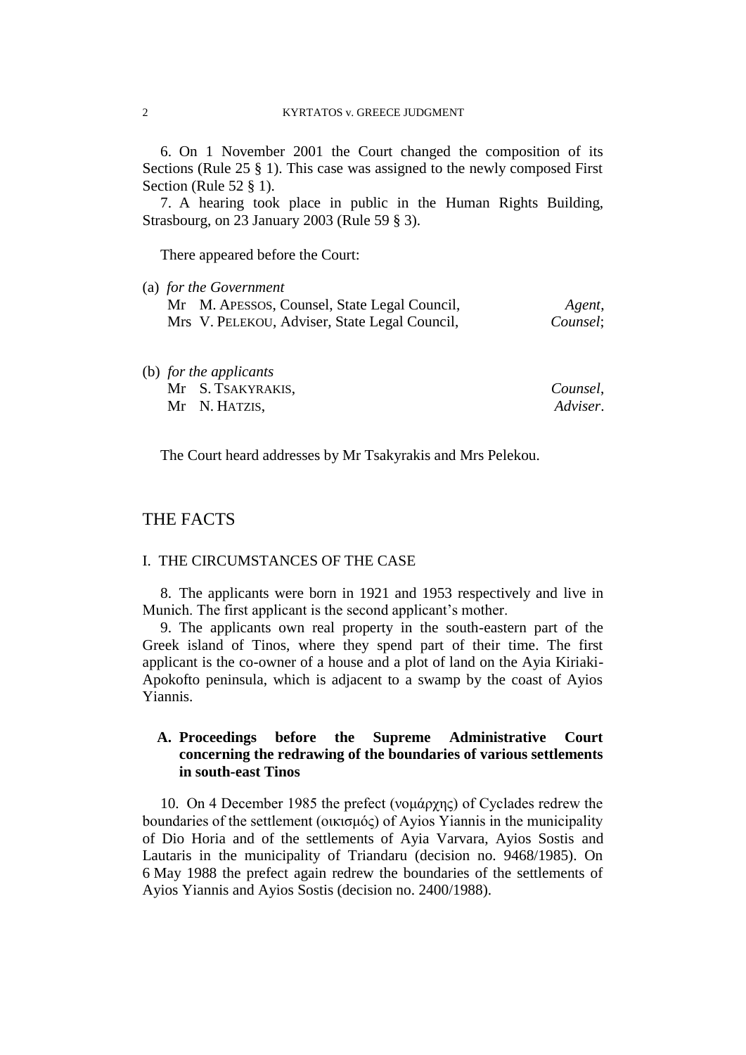6. On 1 November 2001 the Court changed the composition of its Sections (Rule 25 § 1). This case was assigned to the newly composed First Section (Rule 52 § 1).

7. A hearing took place in public in the Human Rights Building, Strasbourg, on 23 January 2003 (Rule 59 § 3).

There appeared before the Court:

(a) *for the Government*

Mr M. APESSOS, Counsel, State Legal Council, *Agent*,
Mrs V. PELEKOU, Adviser, State Legal Council, *Counsel*;

(b) *for the applicants*

Mr S. TSAKYRAKIS, *Counsel*,
Mr N. HATZIS, *Adviser*.

The Court heard addresses by Mr Tsakyrakis and Mrs Pelekou.

## THE FACTS

### I. THE CIRCUMSTANCES OF THE CASE

8. The applicants were born in 1921 and 1953 respectively and live in Munich. The first applicant is the second applicant's mother.

9. The applicants own real property in the south-eastern part of the Greek island of Tinos, where they spend part of their time. The first applicant is the co-owner of a house and a plot of land on the Ayia Kiriaki-Apokofto peninsula, which is adjacent to a swamp by the coast of Ayios Yiannis.

#### A. Proceedings before the Supreme Administrative Court concerning the redrawing of the boundaries of various settlements in south-east Tinos

10. On 4 December 1985 the prefect (νομάρχης) of Cyclades redrew the boundaries of the settlement (οικισμός) of Ayios Yiannis in the municipality of Dio Horia and of the settlements of Ayia Varvara, Ayios Sostis and Lautaris in the municipality of Triandaru (decision no. 9468/1985). On 6 May 1988 the prefect again redrew the boundaries of the settlements of Ayios Yiannis and Ayios Sostis (decision no. 2400/1988).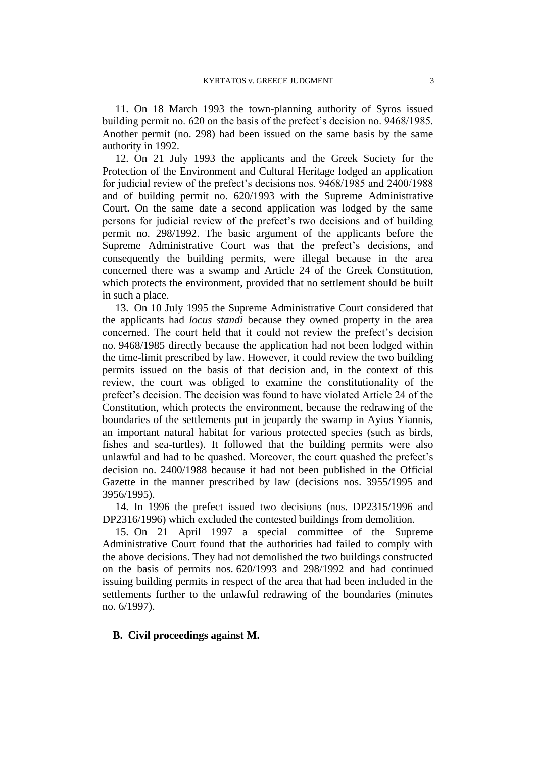11. On 18 March 1993 the town-planning authority of Syros issued building permit no. 620 on the basis of the prefect's decision no. 9468/1985. Another permit (no. 298) had been issued on the same basis by the same authority in 1992.

12. On 21 July 1993 the applicants and the Greek Society for the Protection of the Environment and Cultural Heritage lodged an application for judicial review of the prefect's decisions nos. 9468/1985 and 2400/1988 and of building permit no. 620/1993 with the Supreme Administrative Court. On the same date a second application was lodged by the same persons for judicial review of the prefect's two decisions and of building permit no. 298/1992. The basic argument of the applicants before the Supreme Administrative Court was that the prefect's decisions, and consequently the building permits, were illegal because in the area concerned there was a swamp and Article 24 of the Greek Constitution, which protects the environment, provided that no settlement should be built in such a place.

13. On 10 July 1995 the Supreme Administrative Court considered that the applicants had *locus standi* because they owned property in the area concerned. The court held that it could not review the prefect's decision no. 9468/1985 directly because the application had not been lodged within the time-limit prescribed by law. However, it could review the two building permits issued on the basis of that decision and, in the context of this review, the court was obliged to examine the constitutionality of the prefect's decision. The decision was found to have violated Article 24 of the Constitution, which protects the environment, because the redrawing of the boundaries of the settlements put in jeopardy the swamp in Ayios Yiannis, an important natural habitat for various protected species (such as birds, fishes and sea-turtles). It followed that the building permits were also unlawful and had to be quashed. Moreover, the court quashed the prefect's decision no. 2400/1988 because it had not been published in the Official Gazette in the manner prescribed by law (decisions nos. 3955/1995 and 3956/1995).

14. In 1996 the prefect issued two decisions (nos. DP2315/1996 and DP2316/1996) which excluded the contested buildings from demolition.

15. On 21 April 1997 a special committee of the Supreme Administrative Court found that the authorities had failed to comply with the above decisions. They had not demolished the two buildings constructed on the basis of permits nos. 620/1993 and 298/1992 and had continued issuing building permits in respect of the area that had been included in the settlements further to the unlawful redrawing of the boundaries (minutes no. 6/1997).

### B. Civil proceedings against M.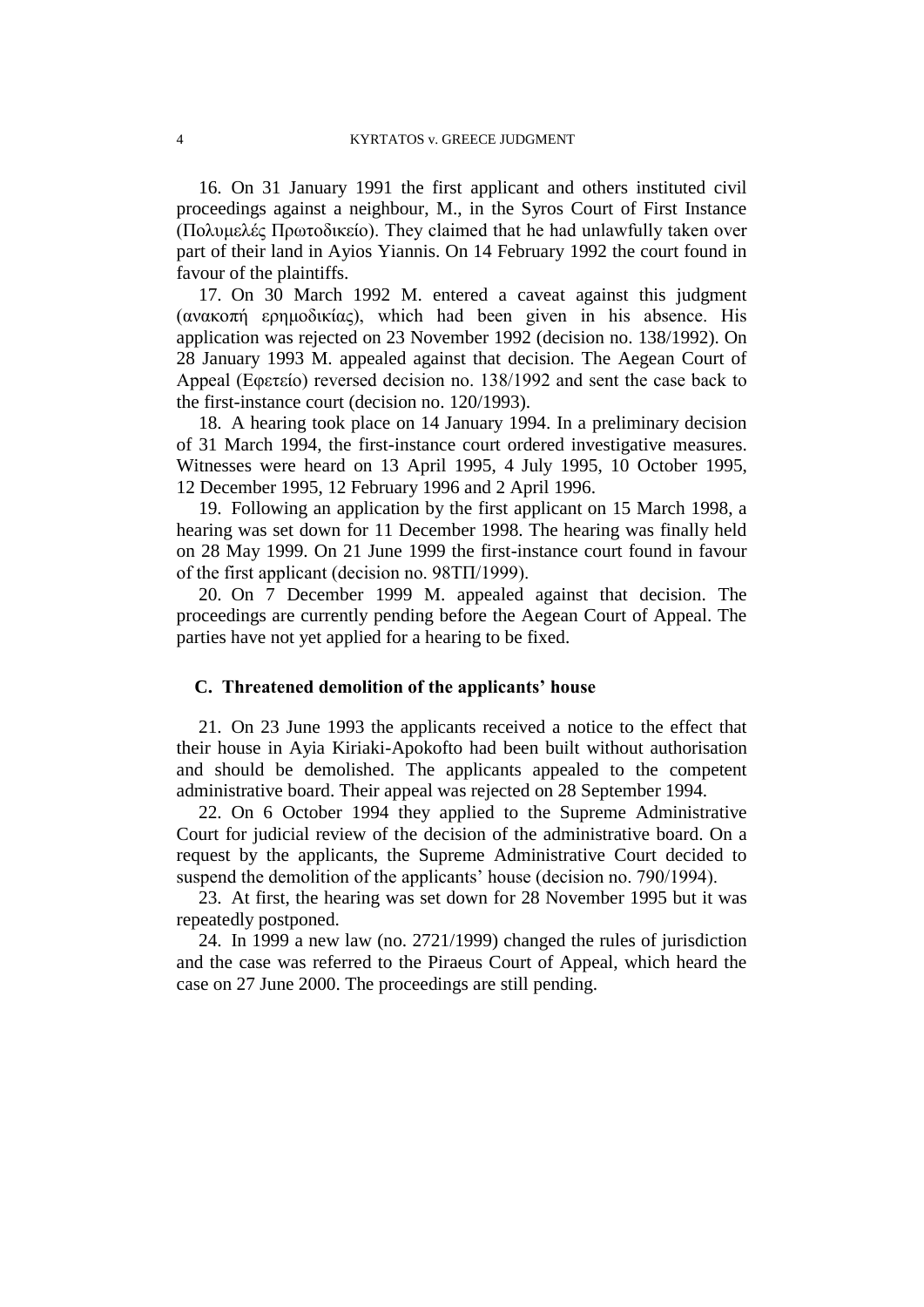16. On 31 January 1991 the first applicant and others instituted civil proceedings against a neighbour, M., in the Syros Court of First Instance (Πολυμελές Πρωτοδικείο). They claimed that he had unlawfully taken over part of their land in Ayios Yiannis. On 14 February 1992 the court found in favour of the plaintiffs.

17. On 30 March 1992 M. entered a caveat against this judgment (ανακοπή ερημοδικίας), which had been given in his absence. His application was rejected on 23 November 1992 (decision no. 138/1992). On 28 January 1993 M. appealed against that decision. The Aegean Court of Appeal (Εφετείο) reversed decision no. 138/1992 and sent the case back to the first-instance court (decision no. 120/1993).

18. A hearing took place on 14 January 1994. In a preliminary decision of 31 March 1994, the first-instance court ordered investigative measures. Witnesses were heard on 13 April 1995, 4 July 1995, 10 October 1995, 12 December 1995, 12 February 1996 and 2 April 1996.

19. Following an application by the first applicant on 15 March 1998, a hearing was set down for 11 December 1998. The hearing was finally held on 28 May 1999. On 21 June 1999 the first-instance court found in favour of the first applicant (decision no. 98ΤΠ/1999).

20. On 7 December 1999 M. appealed against that decision. The proceedings are currently pending before the Aegean Court of Appeal. The parties have not yet applied for a hearing to be fixed.

## C. Threatened demolition of the applicants' house

21. On 23 June 1993 the applicants received a notice to the effect that their house in Ayia Kiriaki-Apokofto had been built without authorisation and should be demolished. The applicants appealed to the competent administrative board. Their appeal was rejected on 28 September 1994.

22. On 6 October 1994 they applied to the Supreme Administrative Court for judicial review of the decision of the administrative board. On a request by the applicants, the Supreme Administrative Court decided to suspend the demolition of the applicants' house (decision no. 790/1994).

23. At first, the hearing was set down for 28 November 1995 but it was repeatedly postponed.

24. In 1999 a new law (no. 2721/1999) changed the rules of jurisdiction and the case was referred to the Piraeus Court of Appeal, which heard the case on 27 June 2000. The proceedings are still pending.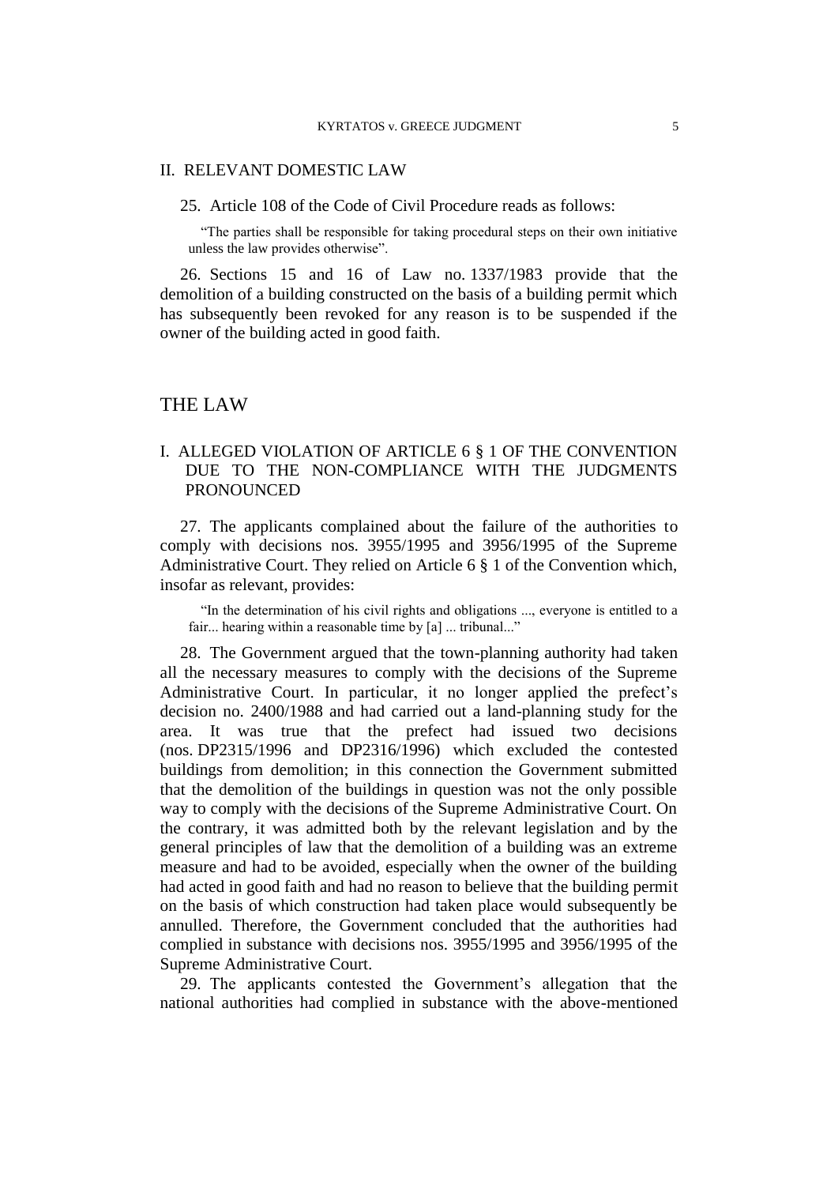## II. RELEVANT DOMESTIC LAW

25. Article 108 of the Code of Civil Procedure reads as follows:

> "The parties shall be responsible for taking procedural steps on their own initiative unless the law provides otherwise".

26. Sections 15 and 16 of Law no. 1337/1983 provide that the demolition of a building constructed on the basis of a building permit which has subsequently been revoked for any reason is to be suspended if the owner of the building acted in good faith.

# THE LAW

## I. ALLEGED VIOLATION OF ARTICLE 6 § 1 OF THE CONVENTION DUE TO THE NON-COMPLIANCE WITH THE JUDGMENTS PRONOUNCED

27. The applicants complained about the failure of the authorities to comply with decisions nos. 3955/1995 and 3956/1995 of the Supreme Administrative Court. They relied on Article 6 § 1 of the Convention which, insofar as relevant, provides:

> "In the determination of his civil rights and obligations ..., everyone is entitled to a fair... hearing within a reasonable time by [a] ... tribunal..."

28. The Government argued that the town-planning authority had taken all the necessary measures to comply with the decisions of the Supreme Administrative Court. In particular, it no longer applied the prefect's decision no. 2400/1988 and had carried out a land-planning study for the area. It was true that the prefect had issued two decisions (nos. DP2315/1996 and DP2316/1996) which excluded the contested buildings from demolition; in this connection the Government submitted that the demolition of the buildings in question was not the only possible way to comply with the decisions of the Supreme Administrative Court. On the contrary, it was admitted both by the relevant legislation and by the general principles of law that the demolition of a building was an extreme measure and had to be avoided, especially when the owner of the building had acted in good faith and had no reason to believe that the building permit on the basis of which construction had taken place would subsequently be annulled. Therefore, the Government concluded that the authorities had complied in substance with decisions nos. 3955/1995 and 3956/1995 of the Supreme Administrative Court.

29. The applicants contested the Government's allegation that the national authorities had complied in substance with the above-mentioned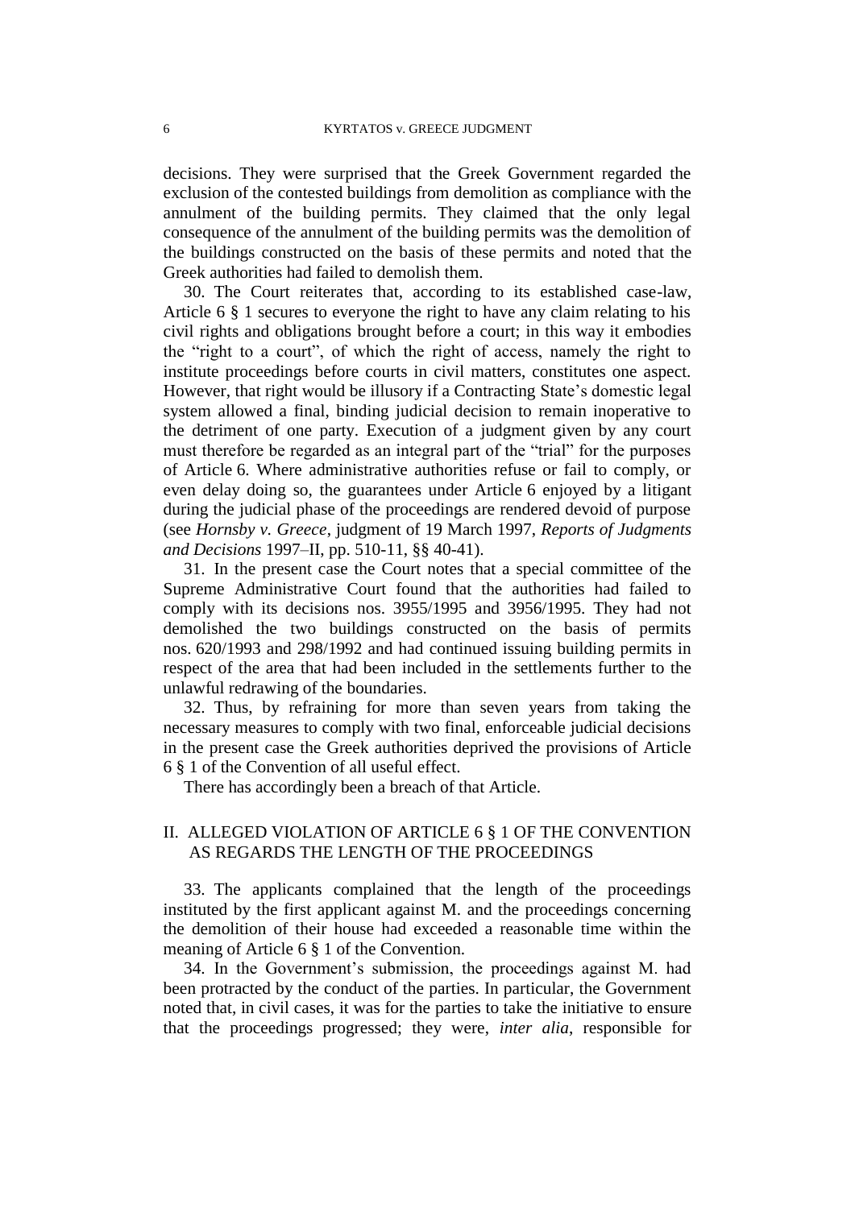decisions. They were surprised that the Greek Government regarded the exclusion of the contested buildings from demolition as compliance with the annulment of the building permits. They claimed that the only legal consequence of the annulment of the building permits was the demolition of the buildings constructed on the basis of these permits and noted that the Greek authorities had failed to demolish them.

30. The Court reiterates that, according to its established case-law, Article 6 § 1 secures to everyone the right to have any claim relating to his civil rights and obligations brought before a court; in this way it embodies the "right to a court", of which the right of access, namely the right to institute proceedings before courts in civil matters, constitutes one aspect. However, that right would be illusory if a Contracting State's domestic legal system allowed a final, binding judicial decision to remain inoperative to the detriment of one party. Execution of a judgment given by any court must therefore be regarded as an integral part of the "trial" for the purposes of Article 6. Where administrative authorities refuse or fail to comply, or even delay doing so, the guarantees under Article 6 enjoyed by a litigant during the judicial phase of the proceedings are rendered devoid of purpose (see *Hornsby v. Greece*, judgment of 19 March 1997, *Reports of Judgments and Decisions* 1997–II, pp. 510-11, §§ 40-41).

31. In the present case the Court notes that a special committee of the Supreme Administrative Court found that the authorities had failed to comply with its decisions nos. 3955/1995 and 3956/1995. They had not demolished the two buildings constructed on the basis of permits nos. 620/1993 and 298/1992 and had continued issuing building permits in respect of the area that had been included in the settlements further to the unlawful redrawing of the boundaries.

32. Thus, by refraining for more than seven years from taking the necessary measures to comply with two final, enforceable judicial decisions in the present case the Greek authorities deprived the provisions of Article 6 § 1 of the Convention of all useful effect.

There has accordingly been a breach of that Article.

## II. ALLEGED VIOLATION OF ARTICLE 6 § 1 OF THE CONVENTION AS REGARDS THE LENGTH OF THE PROCEEDINGS

33. The applicants complained that the length of the proceedings instituted by the first applicant against M. and the proceedings concerning the demolition of their house had exceeded a reasonable time within the meaning of Article 6 § 1 of the Convention.

34. In the Government's submission, the proceedings against M. had been protracted by the conduct of the parties. In particular, the Government noted that, in civil cases, it was for the parties to take the initiative to ensure that the proceedings progressed; they were, *inter alia*, responsible for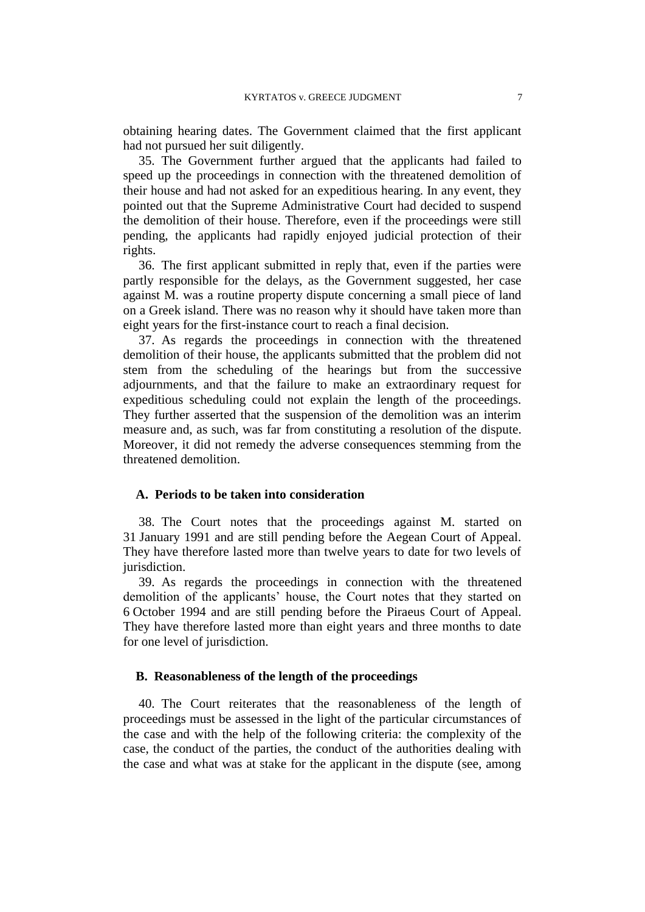obtaining hearing dates. The Government claimed that the first applicant had not pursued her suit diligently.

35. The Government further argued that the applicants had failed to speed up the proceedings in connection with the threatened demolition of their house and had not asked for an expeditious hearing. In any event, they pointed out that the Supreme Administrative Court had decided to suspend the demolition of their house. Therefore, even if the proceedings were still pending, the applicants had rapidly enjoyed judicial protection of their rights.

36. The first applicant submitted in reply that, even if the parties were partly responsible for the delays, as the Government suggested, her case against M. was a routine property dispute concerning a small piece of land on a Greek island. There was no reason why it should have taken more than eight years for the first-instance court to reach a final decision.

37. As regards the proceedings in connection with the threatened demolition of their house, the applicants submitted that the problem did not stem from the scheduling of the hearings but from the successive adjournments, and that the failure to make an extraordinary request for expeditious scheduling could not explain the length of the proceedings. They further asserted that the suspension of the demolition was an interim measure and, as such, was far from constituting a resolution of the dispute. Moreover, it did not remedy the adverse consequences stemming from the threatened demolition.

### A. Periods to be taken into consideration

38. The Court notes that the proceedings against M. started on 31 January 1991 and are still pending before the Aegean Court of Appeal. They have therefore lasted more than twelve years to date for two levels of jurisdiction.

39. As regards the proceedings in connection with the threatened demolition of the applicants' house, the Court notes that they started on 6 October 1994 and are still pending before the Piraeus Court of Appeal. They have therefore lasted more than eight years and three months to date for one level of jurisdiction.

### B. Reasonableness of the length of the proceedings

40. The Court reiterates that the reasonableness of the length of proceedings must be assessed in the light of the particular circumstances of the case and with the help of the following criteria: the complexity of the case, the conduct of the parties, the conduct of the authorities dealing with the case and what was at stake for the applicant in the dispute (see, among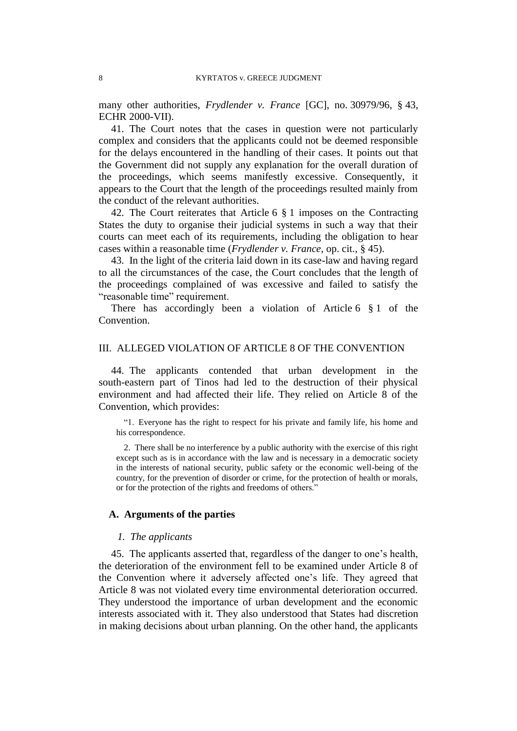many other authorities, *Frydlender v. France* [GC], no. 30979/96, § 43, ECHR 2000-VII).

41. The Court notes that the cases in question were not particularly complex and considers that the applicants could not be deemed responsible for the delays encountered in the handling of their cases. It points out that the Government did not supply any explanation for the overall duration of the proceedings, which seems manifestly excessive. Consequently, it appears to the Court that the length of the proceedings resulted mainly from the conduct of the relevant authorities.

42. The Court reiterates that Article 6 § 1 imposes on the Contracting States the duty to organise their judicial systems in such a way that their courts can meet each of its requirements, including the obligation to hear cases within a reasonable time (*Frydlender v. France*, op. cit., § 45).

43. In the light of the criteria laid down in its case-law and having regard to all the circumstances of the case, the Court concludes that the length of the proceedings complained of was excessive and failed to satisfy the "reasonable time" requirement.

There has accordingly been a violation of Article 6 § 1 of the Convention.

## III. ALLEGED VIOLATION OF ARTICLE 8 OF THE CONVENTION

44. The applicants contended that urban development in the south-eastern part of Tinos had led to the destruction of their physical environment and had affected their life. They relied on Article 8 of the Convention, which provides:

> "1. Everyone has the right to respect for his private and family life, his home and his correspondence.
>
> 2. There shall be no interference by a public authority with the exercise of this right except such as is in accordance with the law and is necessary in a democratic society in the interests of national security, public safety or the economic well-being of the country, for the prevention of disorder or crime, for the protection of health or morals, or for the protection of the rights and freedoms of others."

### A. Arguments of the parties

#### *1. The applicants*

45. The applicants asserted that, regardless of the danger to one's health, the deterioration of the environment fell to be examined under Article 8 of the Convention where it adversely affected one's life. They agreed that Article 8 was not violated every time environmental deterioration occurred. They understood the importance of urban development and the economic interests associated with it. They also understood that States had discretion in making decisions about urban planning. On the other hand, the applicants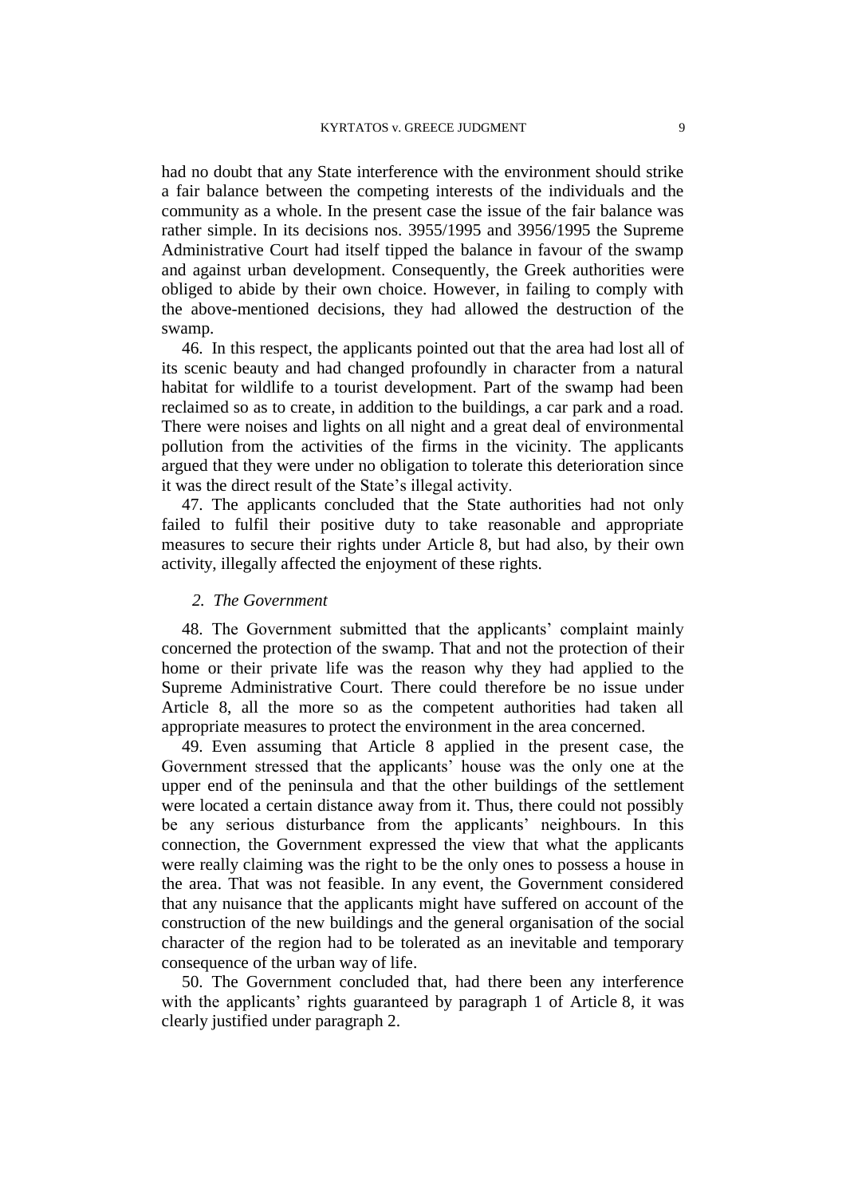had no doubt that any State interference with the environment should strike a fair balance between the competing interests of the individuals and the community as a whole. In the present case the issue of the fair balance was rather simple. In its decisions nos. 3955/1995 and 3956/1995 the Supreme Administrative Court had itself tipped the balance in favour of the swamp and against urban development. Consequently, the Greek authorities were obliged to abide by their own choice. However, in failing to comply with the above-mentioned decisions, they had allowed the destruction of the swamp.

46. In this respect, the applicants pointed out that the area had lost all of its scenic beauty and had changed profoundly in character from a natural habitat for wildlife to a tourist development. Part of the swamp had been reclaimed so as to create, in addition to the buildings, a car park and a road. There were noises and lights on all night and a great deal of environmental pollution from the activities of the firms in the vicinity. The applicants argued that they were under no obligation to tolerate this deterioration since it was the direct result of the State's illegal activity.

47. The applicants concluded that the State authorities had not only failed to fulfil their positive duty to take reasonable and appropriate measures to secure their rights under Article 8, but had also, by their own activity, illegally affected the enjoyment of these rights.

### *2. The Government*

48. The Government submitted that the applicants' complaint mainly concerned the protection of the swamp. That and not the protection of their home or their private life was the reason why they had applied to the Supreme Administrative Court. There could therefore be no issue under Article 8, all the more so as the competent authorities had taken all appropriate measures to protect the environment in the area concerned.

49. Even assuming that Article 8 applied in the present case, the Government stressed that the applicants' house was the only one at the upper end of the peninsula and that the other buildings of the settlement were located a certain distance away from it. Thus, there could not possibly be any serious disturbance from the applicants' neighbours. In this connection, the Government expressed the view that what the applicants were really claiming was the right to be the only ones to possess a house in the area. That was not feasible. In any event, the Government considered that any nuisance that the applicants might have suffered on account of the construction of the new buildings and the general organisation of the social character of the region had to be tolerated as an inevitable and temporary consequence of the urban way of life.

50. The Government concluded that, had there been any interference with the applicants' rights guaranteed by paragraph 1 of Article 8, it was clearly justified under paragraph 2.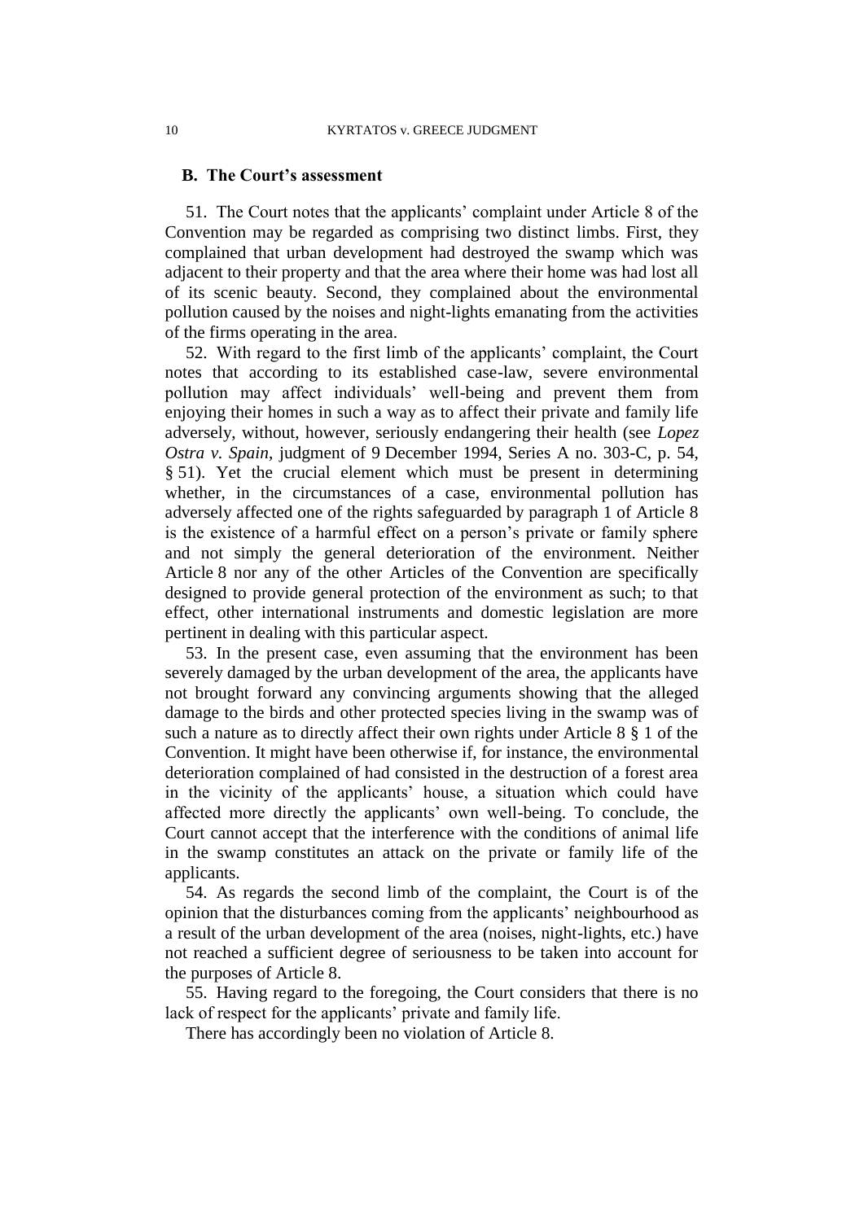### B. The Court's assessment

51. The Court notes that the applicants' complaint under Article 8 of the Convention may be regarded as comprising two distinct limbs. First, they complained that urban development had destroyed the swamp which was adjacent to their property and that the area where their home was had lost all of its scenic beauty. Second, they complained about the environmental pollution caused by the noises and night-lights emanating from the activities of the firms operating in the area.

52. With regard to the first limb of the applicants' complaint, the Court notes that according to its established case-law, severe environmental pollution may affect individuals' well-being and prevent them from enjoying their homes in such a way as to affect their private and family life adversely, without, however, seriously endangering their health (see *Lopez Ostra v. Spain*, judgment of 9 December 1994, Series A no. 303-C, p. 54, § 51). Yet the crucial element which must be present in determining whether, in the circumstances of a case, environmental pollution has adversely affected one of the rights safeguarded by paragraph 1 of Article 8 is the existence of a harmful effect on a person's private or family sphere and not simply the general deterioration of the environment. Neither Article 8 nor any of the other Articles of the Convention are specifically designed to provide general protection of the environment as such; to that effect, other international instruments and domestic legislation are more pertinent in dealing with this particular aspect.

53. In the present case, even assuming that the environment has been severely damaged by the urban development of the area, the applicants have not brought forward any convincing arguments showing that the alleged damage to the birds and other protected species living in the swamp was of such a nature as to directly affect their own rights under Article 8 § 1 of the Convention. It might have been otherwise if, for instance, the environmental deterioration complained of had consisted in the destruction of a forest area in the vicinity of the applicants' house, a situation which could have affected more directly the applicants' own well-being. To conclude, the Court cannot accept that the interference with the conditions of animal life in the swamp constitutes an attack on the private or family life of the applicants.

54. As regards the second limb of the complaint, the Court is of the opinion that the disturbances coming from the applicants' neighbourhood as a result of the urban development of the area (noises, night-lights, etc.) have not reached a sufficient degree of seriousness to be taken into account for the purposes of Article 8.

55. Having regard to the foregoing, the Court considers that there is no lack of respect for the applicants' private and family life.

There has accordingly been no violation of Article 8.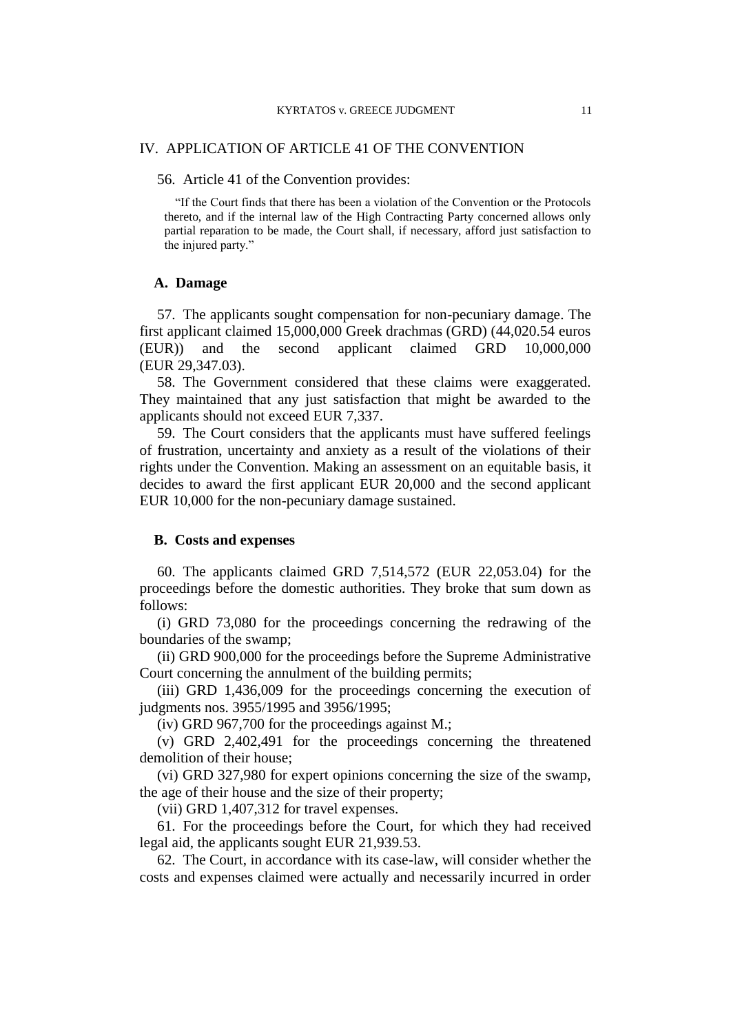## IV. APPLICATION OF ARTICLE 41 OF THE CONVENTION

56. Article 41 of the Convention provides:

> "If the Court finds that there has been a violation of the Convention or the Protocols thereto, and if the internal law of the High Contracting Party concerned allows only partial reparation to be made, the Court shall, if necessary, afford just satisfaction to the injured party."

### A. Damage

57. The applicants sought compensation for non-pecuniary damage. The first applicant claimed 15,000,000 Greek drachmas (GRD) (44,020.54 euros (EUR)) and the second applicant claimed GRD 10,000,000 (EUR 29,347.03).

58. The Government considered that these claims were exaggerated. They maintained that any just satisfaction that might be awarded to the applicants should not exceed EUR 7,337.

59. The Court considers that the applicants must have suffered feelings of frustration, uncertainty and anxiety as a result of the violations of their rights under the Convention. Making an assessment on an equitable basis, it decides to award the first applicant EUR 20,000 and the second applicant EUR 10,000 for the non-pecuniary damage sustained.

### B. Costs and expenses

60. The applicants claimed GRD 7,514,572 (EUR 22,053.04) for the proceedings before the domestic authorities. They broke that sum down as follows:

(i) GRD 73,080 for the proceedings concerning the redrawing of the boundaries of the swamp;

(ii) GRD 900,000 for the proceedings before the Supreme Administrative Court concerning the annulment of the building permits;

(iii) GRD 1,436,009 for the proceedings concerning the execution of judgments nos. 3955/1995 and 3956/1995;

(iv) GRD 967,700 for the proceedings against M.;

(v) GRD 2,402,491 for the proceedings concerning the threatened demolition of their house;

(vi) GRD 327,980 for expert opinions concerning the size of the swamp, the age of their house and the size of their property;

(vii) GRD 1,407,312 for travel expenses.

61. For the proceedings before the Court, for which they had received legal aid, the applicants sought EUR 21,939.53.

62. The Court, in accordance with its case-law, will consider whether the costs and expenses claimed were actually and necessarily incurred in order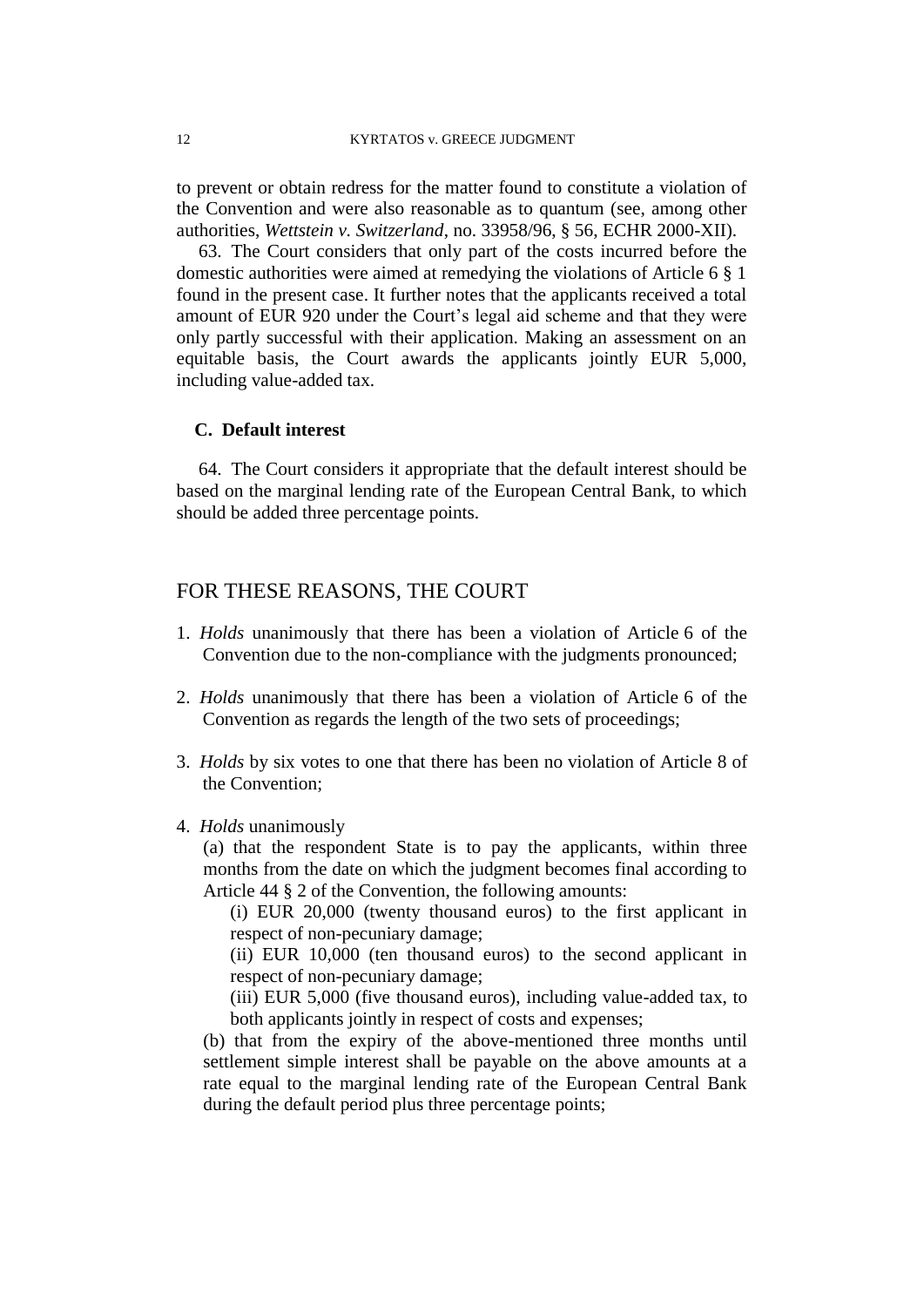to prevent or obtain redress for the matter found to constitute a violation of the Convention and were also reasonable as to quantum (see, among other authorities, *Wettstein v. Switzerland*, no. 33958/96, § 56, ECHR 2000-XII).

63. The Court considers that only part of the costs incurred before the domestic authorities were aimed at remedying the violations of Article 6 § 1 found in the present case. It further notes that the applicants received a total amount of EUR 920 under the Court's legal aid scheme and that they were only partly successful with their application. Making an assessment on an equitable basis, the Court awards the applicants jointly EUR 5,000, including value-added tax.

### C. Default interest

64. The Court considers it appropriate that the default interest should be based on the marginal lending rate of the European Central Bank, to which should be added three percentage points.

## FOR THESE REASONS, THE COURT

1. *Holds* unanimously that there has been a violation of Article 6 of the Convention due to the non-compliance with the judgments pronounced;

2. *Holds* unanimously that there has been a violation of Article 6 of the Convention as regards the length of the two sets of proceedings;

3. *Holds* by six votes to one that there has been no violation of Article 8 of the Convention;

4. *Holds* unanimously

   (a) that the respondent State is to pay the applicants, within three months from the date on which the judgment becomes final according to Article 44 § 2 of the Convention, the following amounts:

   (i) EUR 20,000 (twenty thousand euros) to the first applicant in respect of non-pecuniary damage;

   (ii) EUR 10,000 (ten thousand euros) to the second applicant in respect of non-pecuniary damage;

   (iii) EUR 5,000 (five thousand euros), including value-added tax, to both applicants jointly in respect of costs and expenses;

   (b) that from the expiry of the above-mentioned three months until settlement simple interest shall be payable on the above amounts at a rate equal to the marginal lending rate of the European Central Bank during the default period plus three percentage points;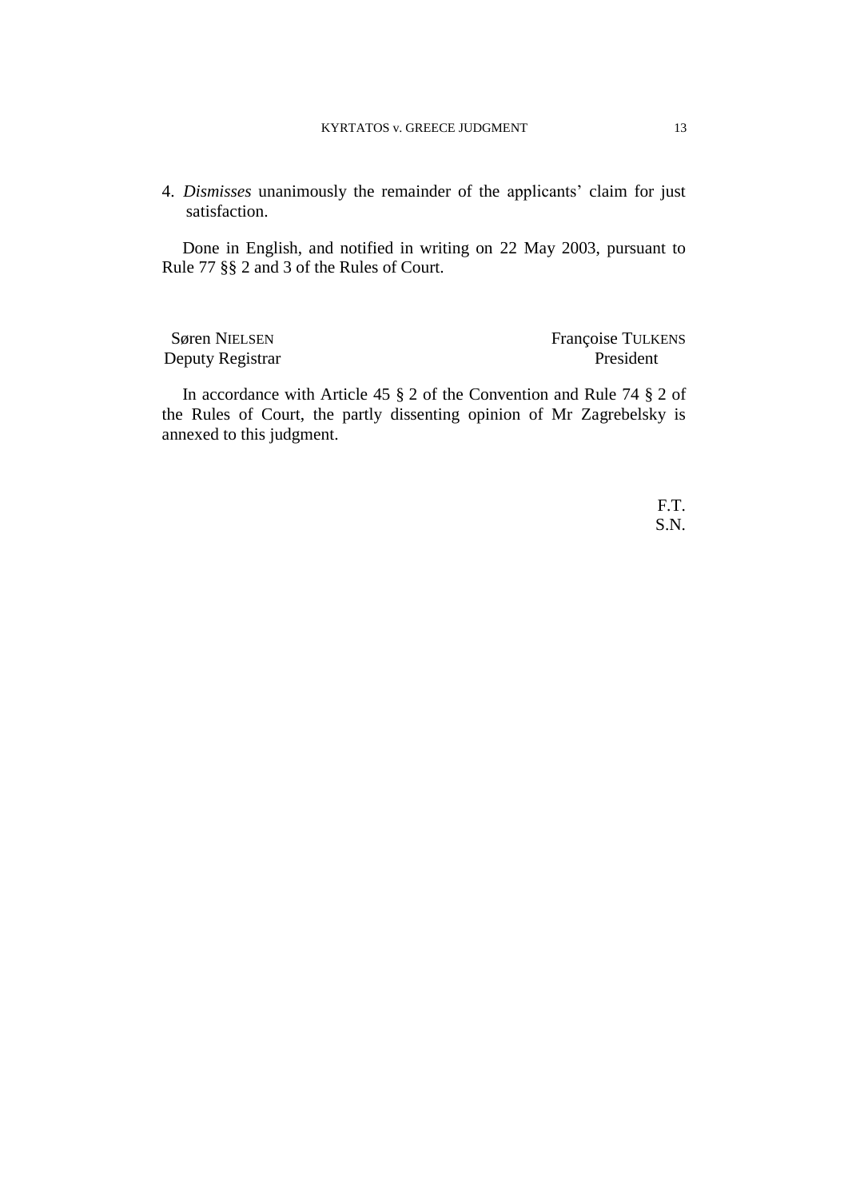4. *Dismisses* unanimously the remainder of the applicants' claim for just satisfaction.

Done in English, and notified in writing on 22 May 2003, pursuant to Rule 77 §§ 2 and 3 of the Rules of Court.

| Søren NIELSEN | Françoise TULKENS |
|---|---|
| Deputy Registrar | President |

In accordance with Article 45 § 2 of the Convention and Rule 74 § 2 of the Rules of Court, the partly dissenting opinion of Mr Zagrebelsky is annexed to this judgment.

F.T.
S.N.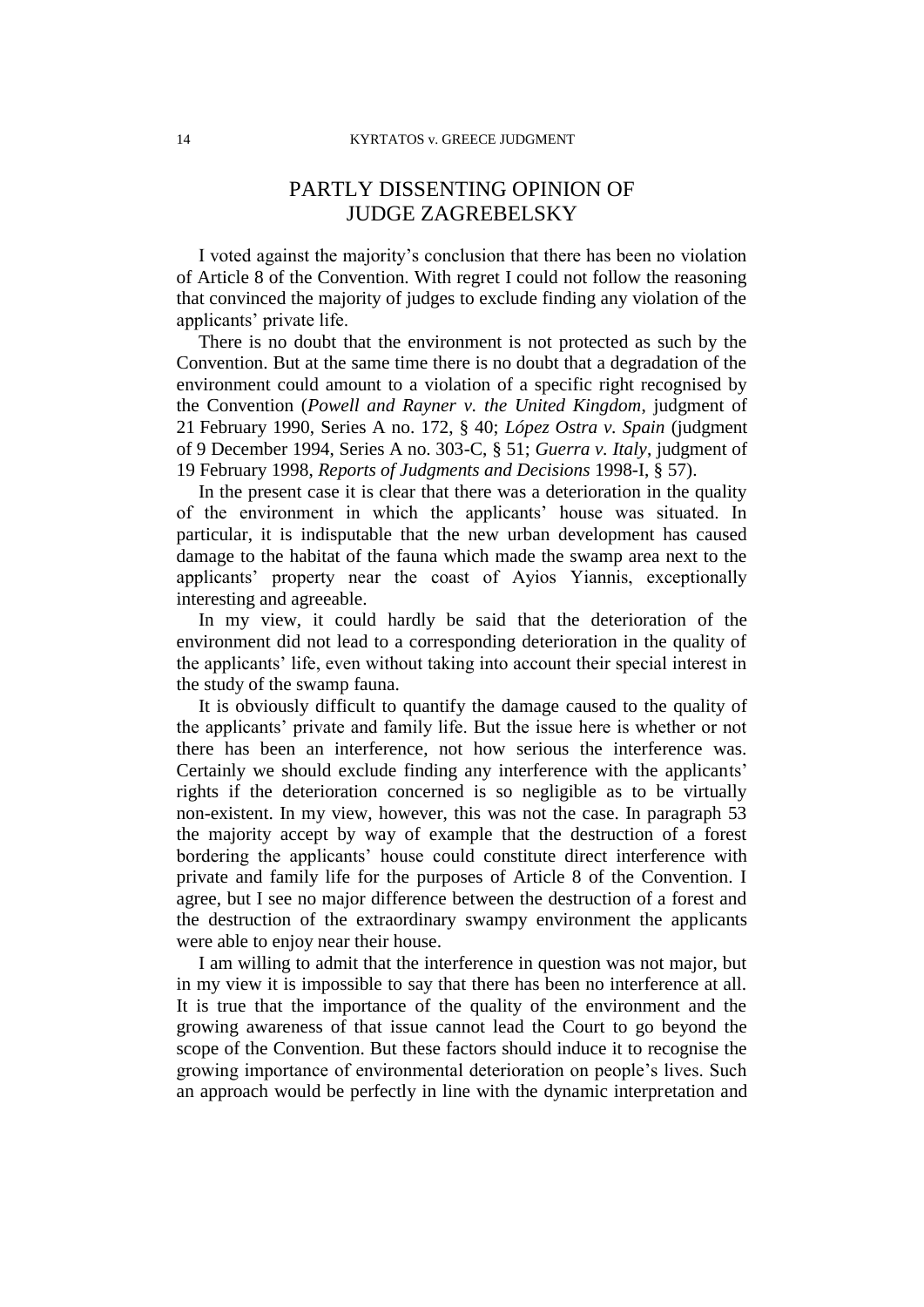# PARTLY DISSENTING OPINION OF JUDGE ZAGREBELSKY

I voted against the majority's conclusion that there has been no violation of Article 8 of the Convention. With regret I could not follow the reasoning that convinced the majority of judges to exclude finding any violation of the applicants' private life.

There is no doubt that the environment is not protected as such by the Convention. But at the same time there is no doubt that a degradation of the environment could amount to a violation of a specific right recognised by the Convention (*Powell and Rayner v. the United Kingdom*, judgment of 21 February 1990, Series A no. 172, § 40; *López Ostra v. Spain* (judgment of 9 December 1994, Series A no. 303-C, § 51; *Guerra v. Italy*, judgment of 19 February 1998, *Reports of Judgments and Decisions* 1998-I, § 57).

In the present case it is clear that there was a deterioration in the quality of the environment in which the applicants' house was situated. In particular, it is indisputable that the new urban development has caused damage to the habitat of the fauna which made the swamp area next to the applicants' property near the coast of Ayios Yiannis, exceptionally interesting and agreeable.

In my view, it could hardly be said that the deterioration of the environment did not lead to a corresponding deterioration in the quality of the applicants' life, even without taking into account their special interest in the study of the swamp fauna.

It is obviously difficult to quantify the damage caused to the quality of the applicants' private and family life. But the issue here is whether or not there has been an interference, not how serious the interference was. Certainly we should exclude finding any interference with the applicants' rights if the deterioration concerned is so negligible as to be virtually non-existent. In my view, however, this was not the case. In paragraph 53 the majority accept by way of example that the destruction of a forest bordering the applicants' house could constitute direct interference with private and family life for the purposes of Article 8 of the Convention. I agree, but I see no major difference between the destruction of a forest and the destruction of the extraordinary swampy environment the applicants were able to enjoy near their house.

I am willing to admit that the interference in question was not major, but in my view it is impossible to say that there has been no interference at all. It is true that the importance of the quality of the environment and the growing awareness of that issue cannot lead the Court to go beyond the scope of the Convention. But these factors should induce it to recognise the growing importance of environmental deterioration on people's lives. Such an approach would be perfectly in line with the dynamic interpretation and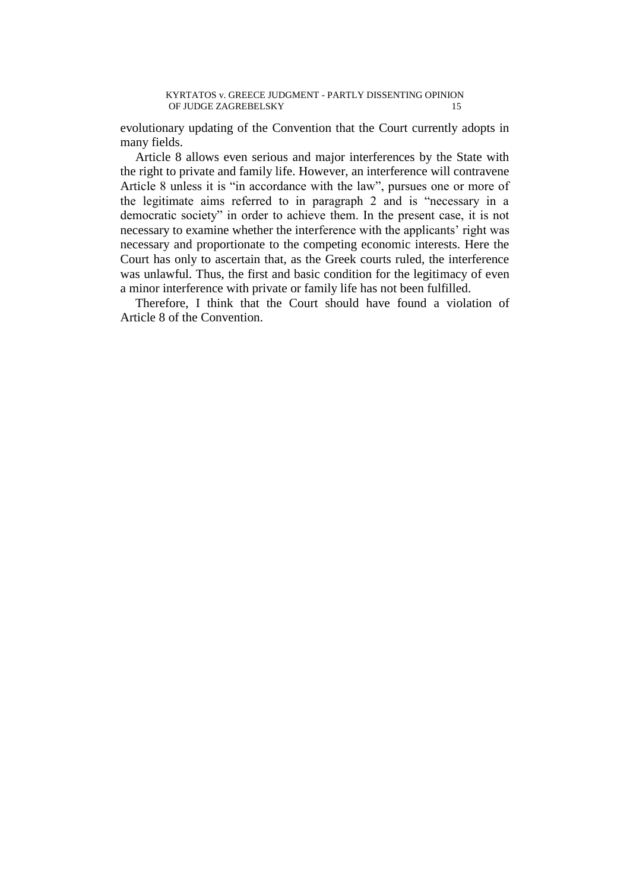evolutionary updating of the Convention that the Court currently adopts in many fields.

Article 8 allows even serious and major interferences by the State with the right to private and family life. However, an interference will contravene Article 8 unless it is "in accordance with the law", pursues one or more of the legitimate aims referred to in paragraph 2 and is "necessary in a democratic society" in order to achieve them. In the present case, it is not necessary to examine whether the interference with the applicants' right was necessary and proportionate to the competing economic interests. Here the Court has only to ascertain that, as the Greek courts ruled, the interference was unlawful. Thus, the first and basic condition for the legitimacy of even a minor interference with private or family life has not been fulfilled.

Therefore, I think that the Court should have found a violation of Article 8 of the Convention.